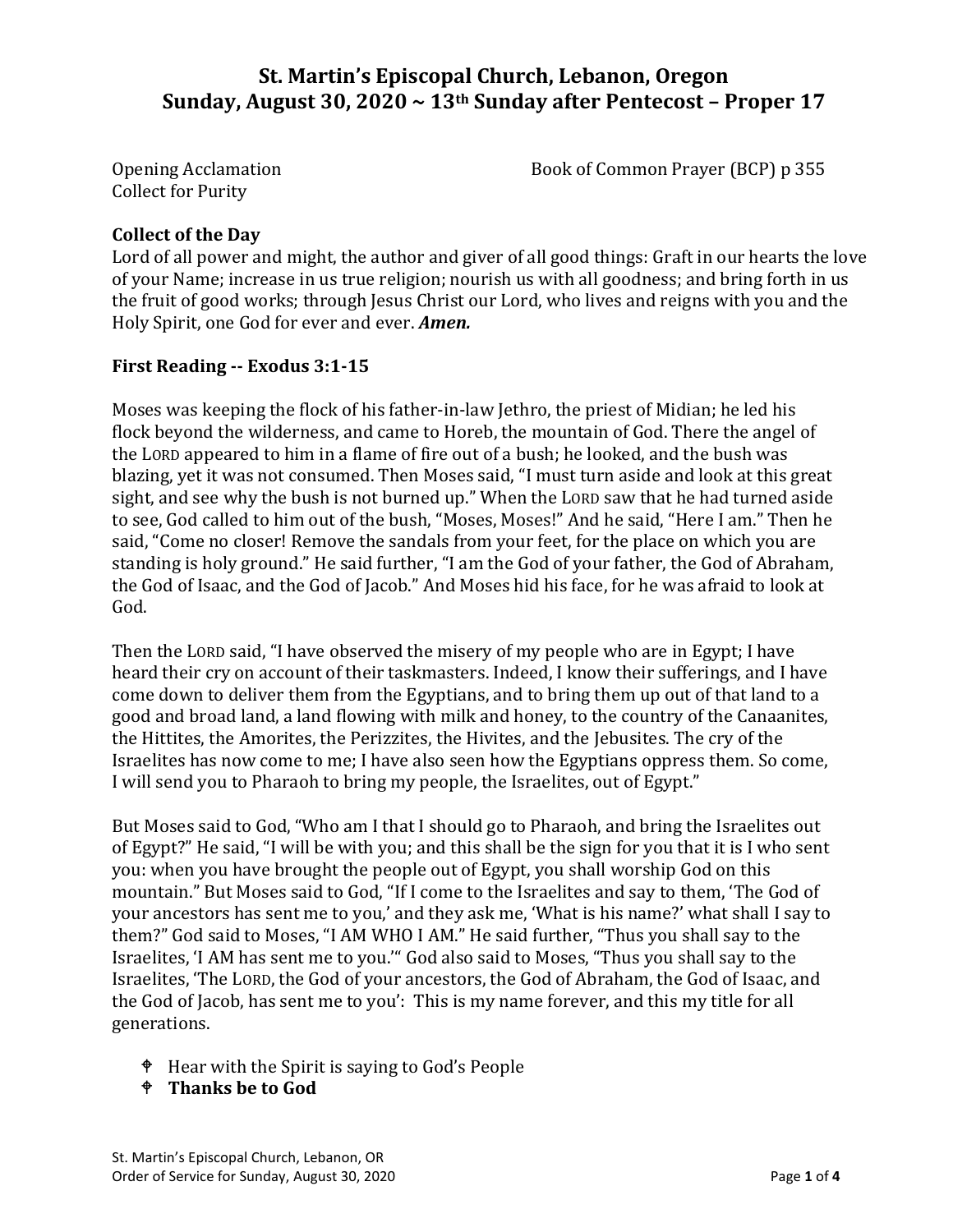# St. Martin's Episcopal Church, Lebanon, Oregon
# Sunday, August 30, 2020 ~ 13th Sunday after Pentecost – Proper 17

Opening Acclamation — Book of Common Prayer (BCP) p 355
Collect for Purity

**Collect of the Day**
Lord of all power and might, the author and giver of all good things: Graft in our hearts the love of your Name; increase in us true religion; nourish us with all goodness; and bring forth in us the fruit of good works; through Jesus Christ our Lord, who lives and reigns with you and the Holy Spirit, one God for ever and ever. ***Amen.***

**First Reading -- Exodus 3:1-15**

Moses was keeping the flock of his father-in-law Jethro, the priest of Midian; he led his flock beyond the wilderness, and came to Horeb, the mountain of God. There the angel of the LORD appeared to him in a flame of fire out of a bush; he looked, and the bush was blazing, yet it was not consumed. Then Moses said, "I must turn aside and look at this great sight, and see why the bush is not burned up." When the LORD saw that he had turned aside to see, God called to him out of the bush, "Moses, Moses!" And he said, "Here I am." Then he said, "Come no closer! Remove the sandals from your feet, for the place on which you are standing is holy ground." He said further, "I am the God of your father, the God of Abraham, the God of Isaac, and the God of Jacob." And Moses hid his face, for he was afraid to look at God.

Then the LORD said, "I have observed the misery of my people who are in Egypt; I have heard their cry on account of their taskmasters. Indeed, I know their sufferings, and I have come down to deliver them from the Egyptians, and to bring them up out of that land to a good and broad land, a land flowing with milk and honey, to the country of the Canaanites, the Hittites, the Amorites, the Perizzites, the Hivites, and the Jebusites. The cry of the Israelites has now come to me; I have also seen how the Egyptians oppress them. So come, I will send you to Pharaoh to bring my people, the Israelites, out of Egypt."

But Moses said to God, "Who am I that I should go to Pharaoh, and bring the Israelites out of Egypt?" He said, "I will be with you; and this shall be the sign for you that it is I who sent you: when you have brought the people out of Egypt, you shall worship God on this mountain." But Moses said to God, "If I come to the Israelites and say to them, 'The God of your ancestors has sent me to you,' and they ask me, 'What is his name?' what shall I say to them?" God said to Moses, "I AM WHO I AM." He said further, "Thus you shall say to the Israelites, 'I AM has sent me to you.'" God also said to Moses, "Thus you shall say to the Israelites, 'The LORD, the God of your ancestors, the God of Abraham, the God of Isaac, and the God of Jacob, has sent me to you': This is my name forever, and this my title for all generations.

- ♰ Hear with the Spirit is saying to God's People
- ♰ **Thanks be to God**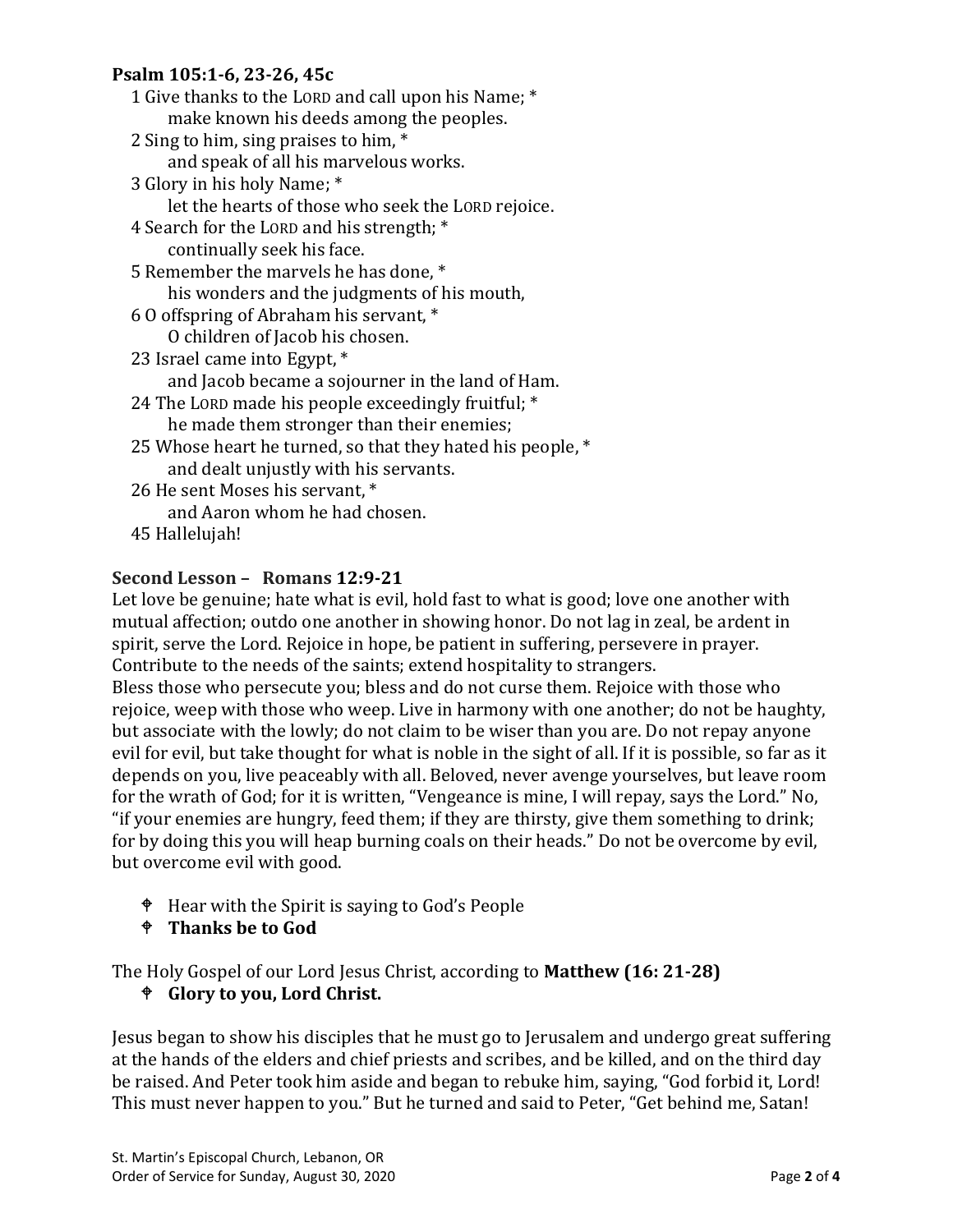**Psalm 105:1-6, 23-26, 45c**

1 Give thanks to the LORD and call upon his Name; *
  make known his deeds among the peoples.
2 Sing to him, sing praises to him, *
  and speak of all his marvelous works.
3 Glory in his holy Name; *
  let the hearts of those who seek the LORD rejoice.
4 Search for the LORD and his strength; *
  continually seek his face.
5 Remember the marvels he has done, *
  his wonders and the judgments of his mouth,
6 O offspring of Abraham his servant, *
  O children of Jacob his chosen.
23 Israel came into Egypt, *
  and Jacob became a sojourner in the land of Ham.
24 The LORD made his people exceedingly fruitful; *
  he made them stronger than their enemies;
25 Whose heart he turned, so that they hated his people, *
  and dealt unjustly with his servants.
26 He sent Moses his servant, *
  and Aaron whom he had chosen.
45 Hallelujah!

**Second Lesson – Romans 12:9-21**

Let love be genuine; hate what is evil, hold fast to what is good; love one another with mutual affection; outdo one another in showing honor. Do not lag in zeal, be ardent in spirit, serve the Lord. Rejoice in hope, be patient in suffering, persevere in prayer. Contribute to the needs of the saints; extend hospitality to strangers.
Bless those who persecute you; bless and do not curse them. Rejoice with those who rejoice, weep with those who weep. Live in harmony with one another; do not be haughty, but associate with the lowly; do not claim to be wiser than you are. Do not repay anyone evil for evil, but take thought for what is noble in the sight of all. If it is possible, so far as it depends on you, live peaceably with all. Beloved, never avenge yourselves, but leave room for the wrath of God; for it is written, "Vengeance is mine, I will repay, says the Lord." No, "if your enemies are hungry, feed them; if they are thirsty, give them something to drink; for by doing this you will heap burning coals on their heads." Do not be overcome by evil, but overcome evil with good.

- Hear with the Spirit is saying to God's People
- **Thanks be to God**

The Holy Gospel of our Lord Jesus Christ, according to **Matthew (16: 21-28)**

- **Glory to you, Lord Christ.**

Jesus began to show his disciples that he must go to Jerusalem and undergo great suffering at the hands of the elders and chief priests and scribes, and be killed, and on the third day be raised. And Peter took him aside and began to rebuke him, saying, "God forbid it, Lord! This must never happen to you." But he turned and said to Peter, "Get behind me, Satan!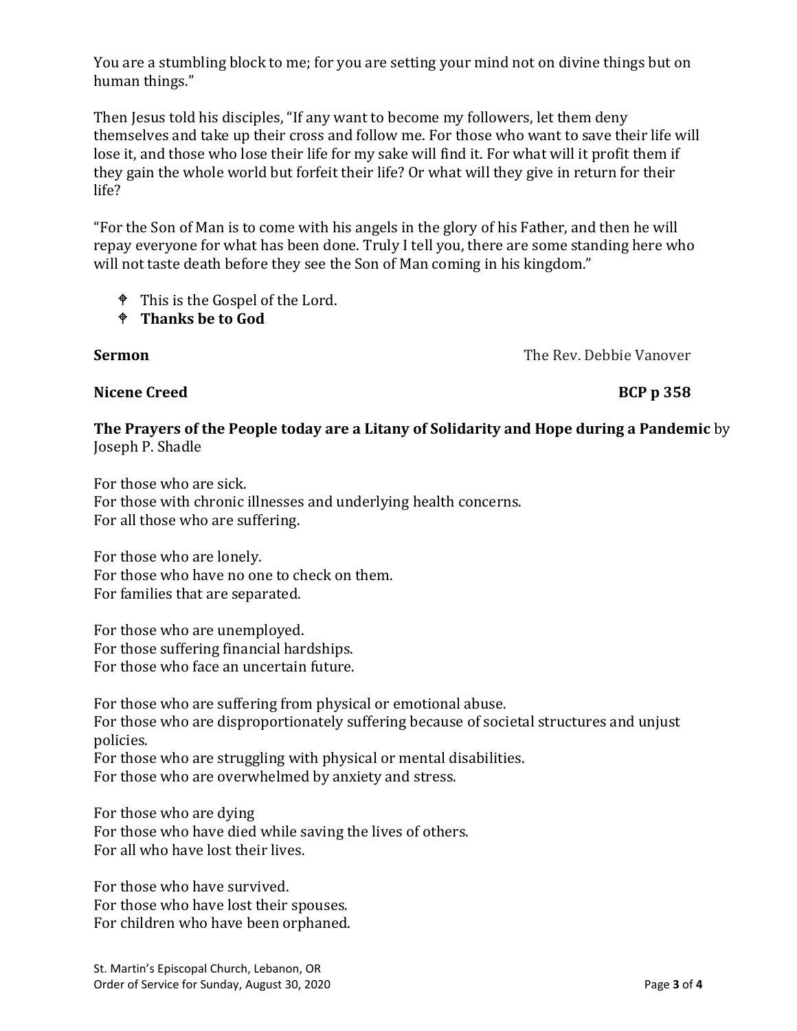You are a stumbling block to me; for you are setting your mind not on divine things but on human things."

Then Jesus told his disciples, "If any want to become my followers, let them deny themselves and take up their cross and follow me. For those who want to save their life will lose it, and those who lose their life for my sake will find it. For what will it profit them if they gain the whole world but forfeit their life? Or what will they give in return for their life?

"For the Son of Man is to come with his angels in the glory of his Father, and then he will repay everyone for what has been done. Truly I tell you, there are some standing here who will not taste death before they see the Son of Man coming in his kingdom."

- ☩ This is the Gospel of the Lord.
- ☩ **Thanks be to God**

**Sermon** The Rev. Debbie Vanover

**Nicene Creed** **BCP p 358**

**The Prayers of the People today are a Litany of Solidarity and Hope during a Pandemic** by Joseph P. Shadle

For those who are sick.
For those with chronic illnesses and underlying health concerns.
For all those who are suffering.

For those who are lonely.
For those who have no one to check on them.
For families that are separated.

For those who are unemployed.
For those suffering financial hardships.
For those who face an uncertain future.

For those who are suffering from physical or emotional abuse.
For those who are disproportionately suffering because of societal structures and unjust policies.
For those who are struggling with physical or mental disabilities.
For those who are overwhelmed by anxiety and stress.

For those who are dying
For those who have died while saving the lives of others.
For all who have lost their lives.

For those who have survived.
For those who have lost their spouses.
For children who have been orphaned.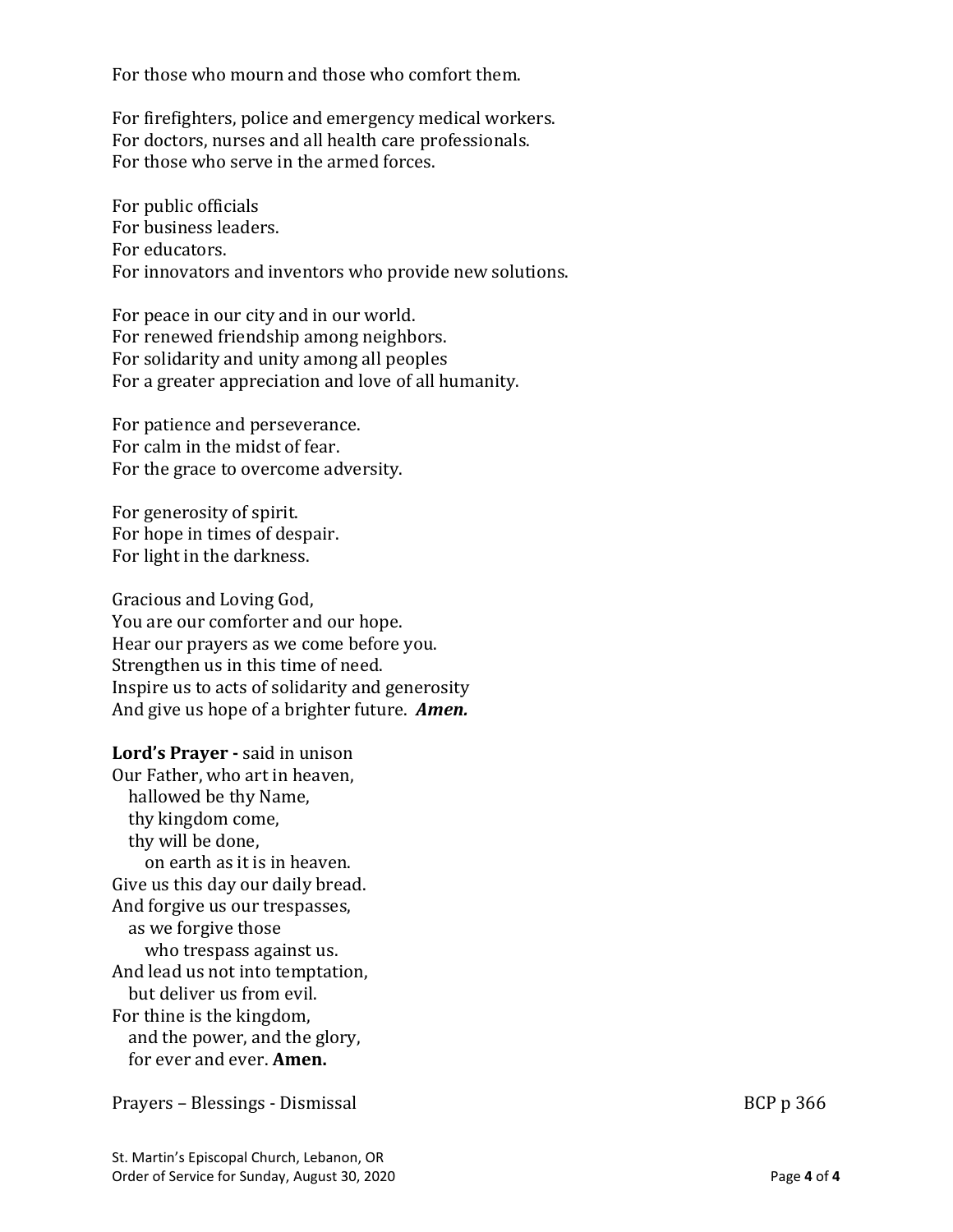For those who mourn and those who comfort them.

For firefighters, police and emergency medical workers.
For doctors, nurses and all health care professionals.
For those who serve in the armed forces.

For public officials
For business leaders.
For educators.
For innovators and inventors who provide new solutions.

For peace in our city and in our world.
For renewed friendship among neighbors.
For solidarity and unity among all peoples
For a greater appreciation and love of all humanity.

For patience and perseverance.
For calm in the midst of fear.
For the grace to overcome adversity.

For generosity of spirit.
For hope in times of despair.
For light in the darkness.

Gracious and Loving God,
You are our comforter and our hope.
Hear our prayers as we come before you.
Strengthen us in this time of need.
Inspire us to acts of solidarity and generosity
And give us hope of a brighter future. ***Amen.***

**Lord's Prayer -** said in unison
Our Father, who art in heaven,
hallowed be thy Name,
thy kingdom come,
thy will be done,
on earth as it is in heaven.
Give us this day our daily bread.
And forgive us our trespasses,
as we forgive those
who trespass against us.
And lead us not into temptation,
but deliver us from evil.
For thine is the kingdom,
and the power, and the glory,
for ever and ever. **Amen.**

Prayers – Blessings - Dismissal BCP p 366